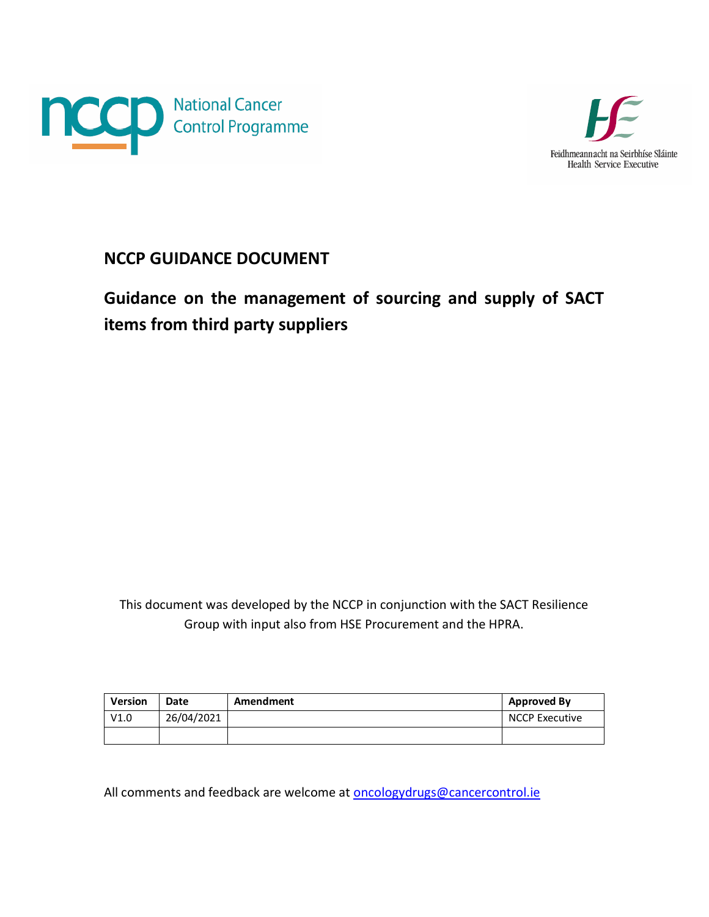National Cancer Control Programme

Feidhmeannacht na Seirbhíse Sláinte
Health Service Executive

# NCCP GUIDANCE DOCUMENT

## Guidance on the management of sourcing and supply of SACT items from third party suppliers

This document was developed by the NCCP in conjunction with the SACT Resilience Group with input also from HSE Procurement and the HPRA.

| Version | Date | Amendment | Approved By |
|---|---|---|---|
| V1.0 | 26/04/2021 | | NCCP Executive |
| | | | |

All comments and feedback are welcome at oncologydrugs@cancercontrol.ie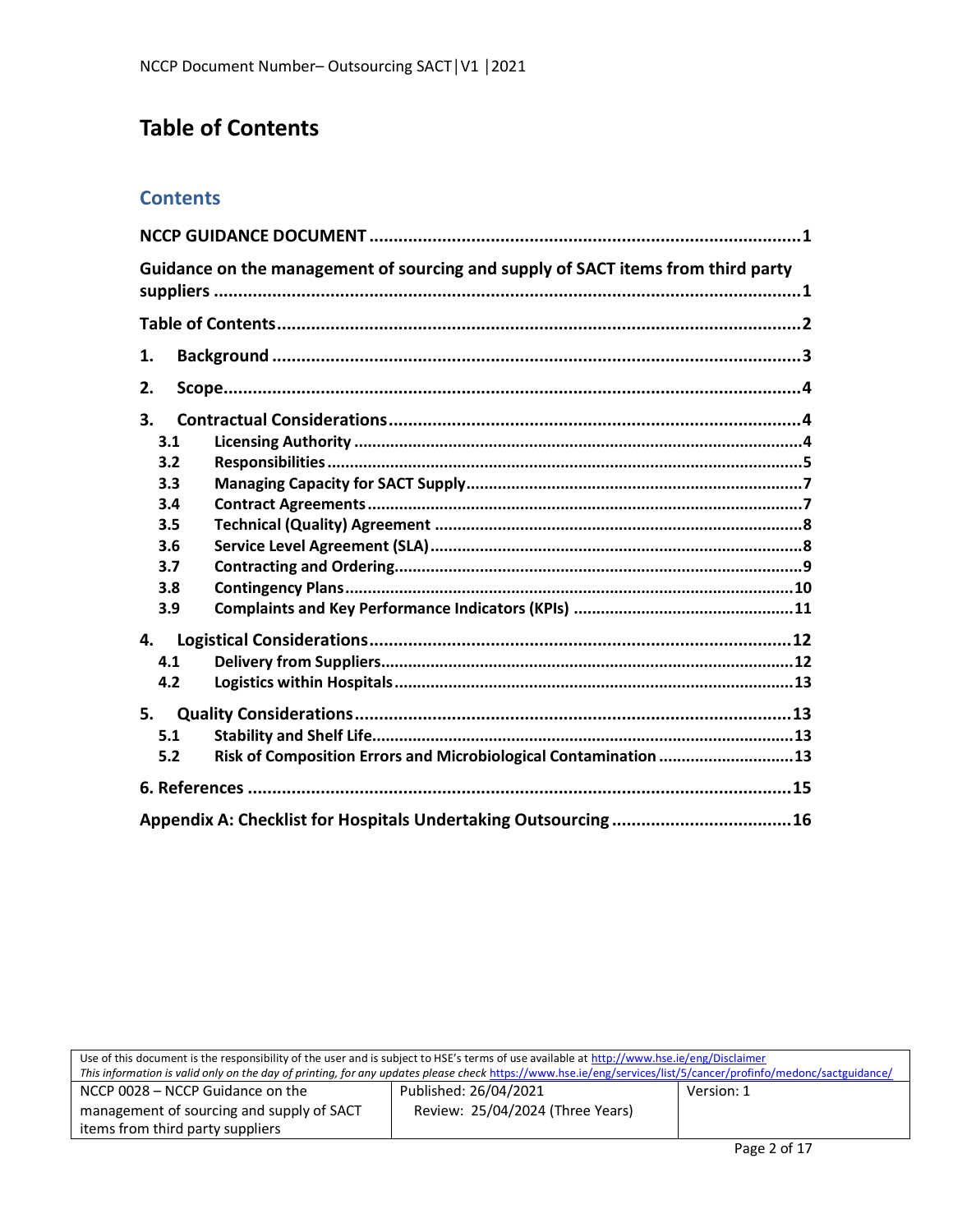# Table of Contents

## Contents

**NCCP GUIDANCE DOCUMENT** ........................................................................................ 1

**Guidance on the management of sourcing and supply of SACT items from third party suppliers** ........................................................................................................................ 1

**Table of Contents** ........................................................................................................... 2

**1. Background** ............................................................................................................... 3

**2. Scope** ......................................................................................................................... 4

**3. Contractual Considerations** ...................................................................................... 4

- **3.1 Licensing Authority** .................................................................................................. 4
- **3.2 Responsibilities** ....................................................................................................... 5
- **3.3 Managing Capacity for SACT Supply** ........................................................................ 7
- **3.4 Contract Agreements** ............................................................................................... 7
- **3.5 Technical (Quality) Agreement** ................................................................................. 8
- **3.6 Service Level Agreement (SLA)** .................................................................................. 8
- **3.7 Contracting and Ordering** ......................................................................................... 9
- **3.8 Contingency Plans** .................................................................................................. 10
- **3.9 Complaints and Key Performance Indicators (KPIs)** ................................................ 11

**4. Logistical Considerations** ......................................................................................... 12

- **4.1 Delivery from Suppliers** ........................................................................................... 12
- **4.2 Logistics within Hospitals** ....................................................................................... 13

**5. Quality Considerations** ............................................................................................. 13

- **5.1 Stability and Shelf Life** ............................................................................................ 13
- **5.2 Risk of Composition Errors and Microbiological Contamination** ............................. 13

**6. References** ................................................................................................................ 15

**Appendix A: Checklist for Hospitals Undertaking Outsourcing** ...................................... 16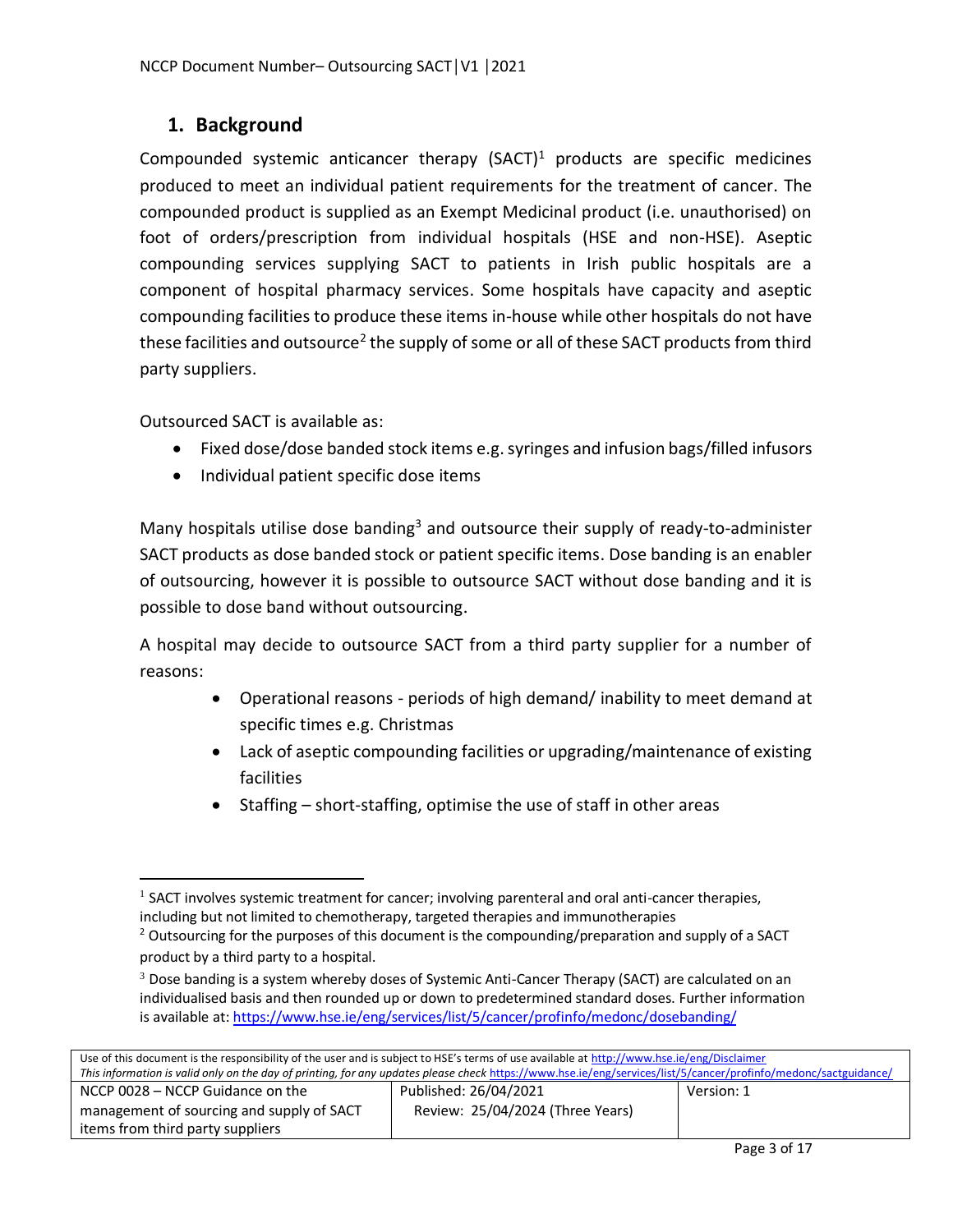## 1. Background

Compounded systemic anticancer therapy (SACT)[1] products are specific medicines produced to meet an individual patient requirements for the treatment of cancer. The compounded product is supplied as an Exempt Medicinal product (i.e. unauthorised) on foot of orders/prescription from individual hospitals (HSE and non-HSE). Aseptic compounding services supplying SACT to patients in Irish public hospitals are a component of hospital pharmacy services. Some hospitals have capacity and aseptic compounding facilities to produce these items in-house while other hospitals do not have these facilities and outsource[2] the supply of some or all of these SACT products from third party suppliers.

Outsourced SACT is available as:

- Fixed dose/dose banded stock items e.g. syringes and infusion bags/filled infusors
- Individual patient specific dose items

Many hospitals utilise dose banding[3] and outsource their supply of ready-to-administer SACT products as dose banded stock or patient specific items. Dose banding is an enabler of outsourcing, however it is possible to outsource SACT without dose banding and it is possible to dose band without outsourcing.

A hospital may decide to outsource SACT from a third party supplier for a number of reasons:

- Operational reasons - periods of high demand/ inability to meet demand at specific times e.g. Christmas
- Lack of aseptic compounding facilities or upgrading/maintenance of existing facilities
- Staffing – short-staffing, optimise the use of staff in other areas

---

[1] SACT involves systemic treatment for cancer; involving parenteral and oral anti-cancer therapies, including but not limited to chemotherapy, targeted therapies and immunotherapies

[2] Outsourcing for the purposes of this document is the compounding/preparation and supply of a SACT product by a third party to a hospital.

[3] Dose banding is a system whereby doses of Systemic Anti-Cancer Therapy (SACT) are calculated on an individualised basis and then rounded up or down to predetermined standard doses. Further information is available at: https://www.hse.ie/eng/services/list/5/cancer/profinfo/medonc/dosebanding/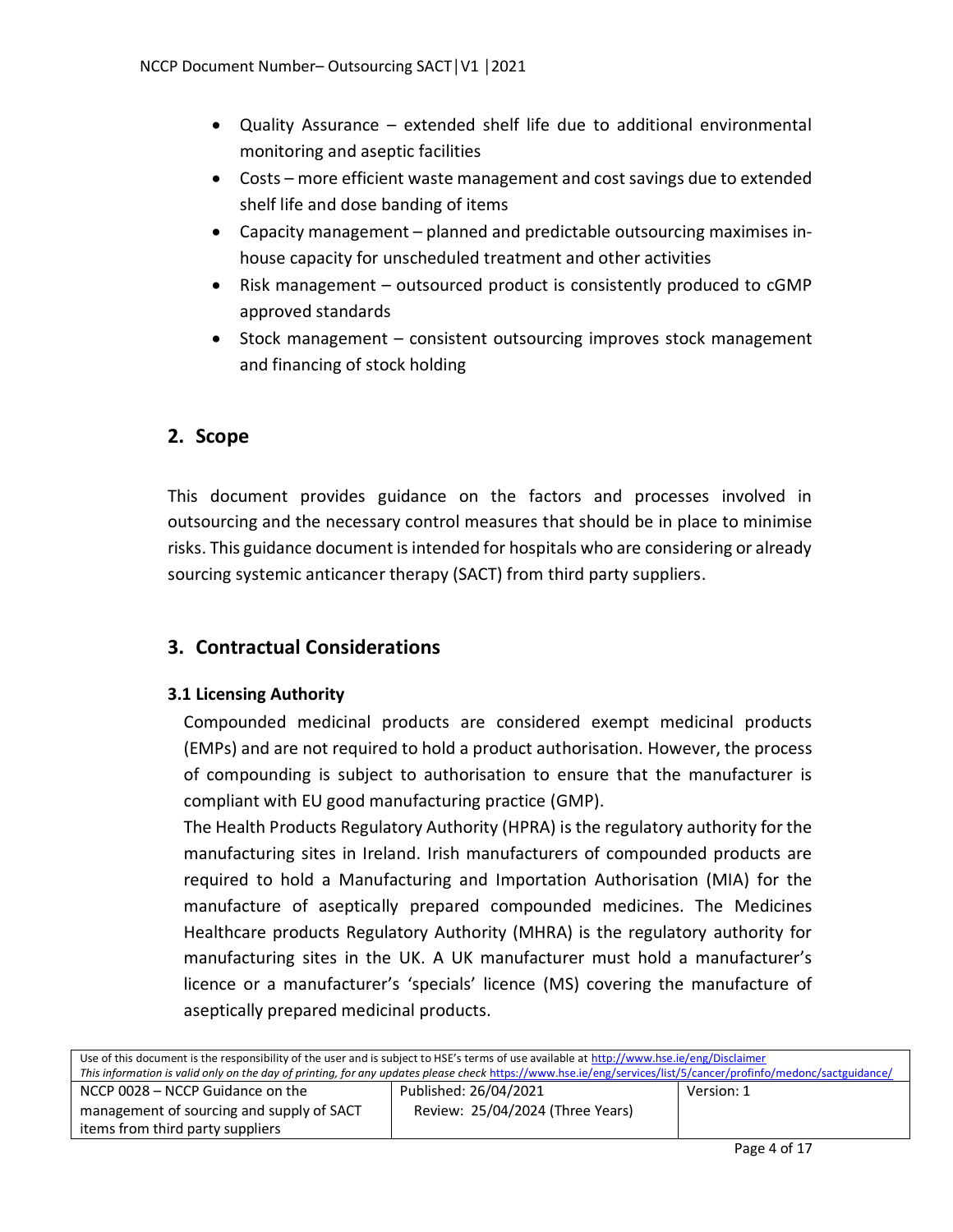- Quality Assurance – extended shelf life due to additional environmental monitoring and aseptic facilities
- Costs – more efficient waste management and cost savings due to extended shelf life and dose banding of items
- Capacity management – planned and predictable outsourcing maximises in-house capacity for unscheduled treatment and other activities
- Risk management – outsourced product is consistently produced to cGMP approved standards
- Stock management – consistent outsourcing improves stock management and financing of stock holding

## 2. Scope

This document provides guidance on the factors and processes involved in outsourcing and the necessary control measures that should be in place to minimise risks. This guidance document is intended for hospitals who are considering or already sourcing systemic anticancer therapy (SACT) from third party suppliers.

## 3. Contractual Considerations

### 3.1 Licensing Authority

Compounded medicinal products are considered exempt medicinal products (EMPs) and are not required to hold a product authorisation. However, the process of compounding is subject to authorisation to ensure that the manufacturer is compliant with EU good manufacturing practice (GMP).

The Health Products Regulatory Authority (HPRA) is the regulatory authority for the manufacturing sites in Ireland. Irish manufacturers of compounded products are required to hold a Manufacturing and Importation Authorisation (MIA) for the manufacture of aseptically prepared compounded medicines. The Medicines Healthcare products Regulatory Authority (MHRA) is the regulatory authority for manufacturing sites in the UK. A UK manufacturer must hold a manufacturer's licence or a manufacturer's 'specials' licence (MS) covering the manufacture of aseptically prepared medicinal products.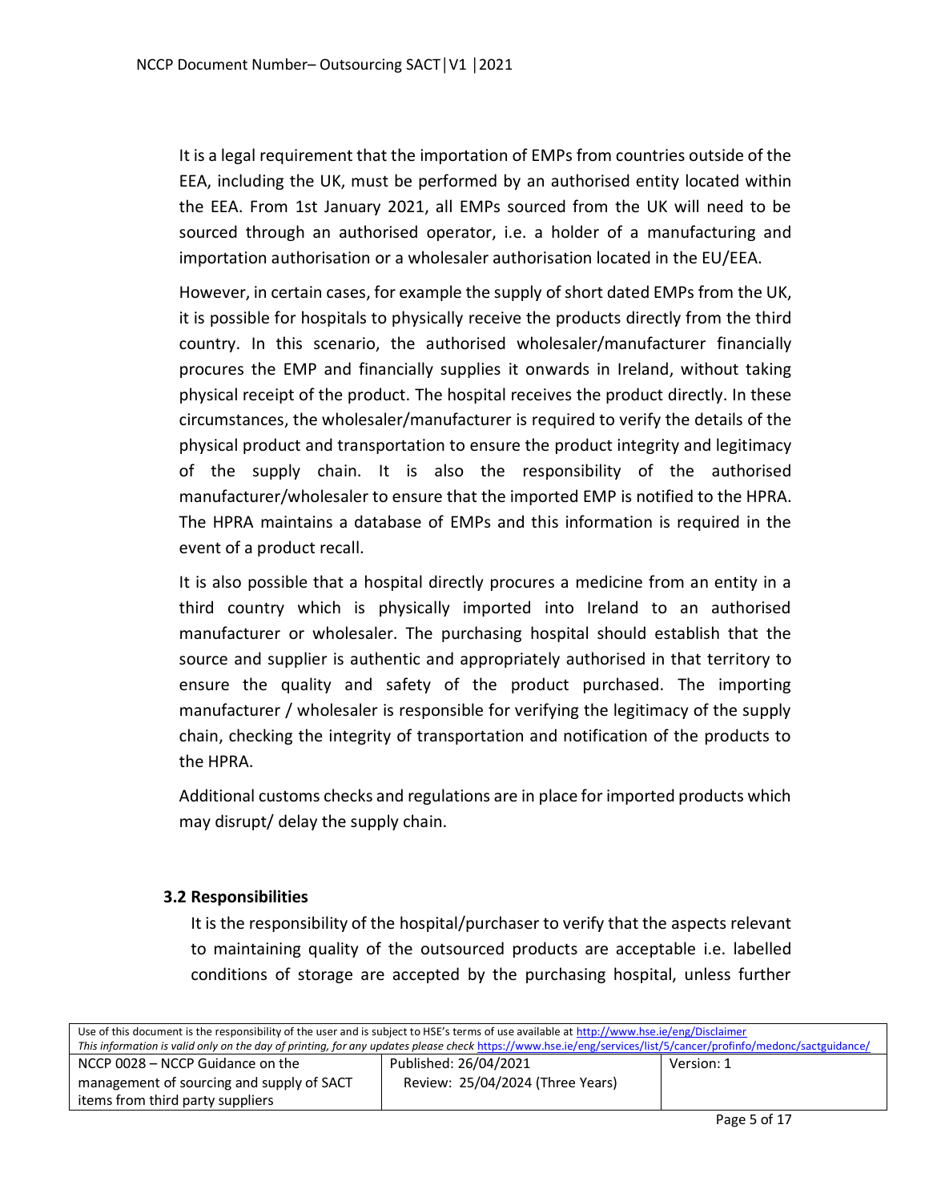It is a legal requirement that the importation of EMPs from countries outside of the EEA, including the UK, must be performed by an authorised entity located within the EEA. From 1st January 2021, all EMPs sourced from the UK will need to be sourced through an authorised operator, i.e. a holder of a manufacturing and importation authorisation or a wholesaler authorisation located in the EU/EEA.

However, in certain cases, for example the supply of short dated EMPs from the UK, it is possible for hospitals to physically receive the products directly from the third country. In this scenario, the authorised wholesaler/manufacturer financially procures the EMP and financially supplies it onwards in Ireland, without taking physical receipt of the product. The hospital receives the product directly. In these circumstances, the wholesaler/manufacturer is required to verify the details of the physical product and transportation to ensure the product integrity and legitimacy of the supply chain. It is also the responsibility of the authorised manufacturer/wholesaler to ensure that the imported EMP is notified to the HPRA. The HPRA maintains a database of EMPs and this information is required in the event of a product recall.

It is also possible that a hospital directly procures a medicine from an entity in a third country which is physically imported into Ireland to an authorised manufacturer or wholesaler. The purchasing hospital should establish that the source and supplier is authentic and appropriately authorised in that territory to ensure the quality and safety of the product purchased. The importing manufacturer / wholesaler is responsible for verifying the legitimacy of the supply chain, checking the integrity of transportation and notification of the products to the HPRA.

Additional customs checks and regulations are in place for imported products which may disrupt/ delay the supply chain.

### 3.2 Responsibilities

It is the responsibility of the hospital/purchaser to verify that the aspects relevant to maintaining quality of the outsourced products are acceptable i.e. labelled conditions of storage are accepted by the purchasing hospital, unless further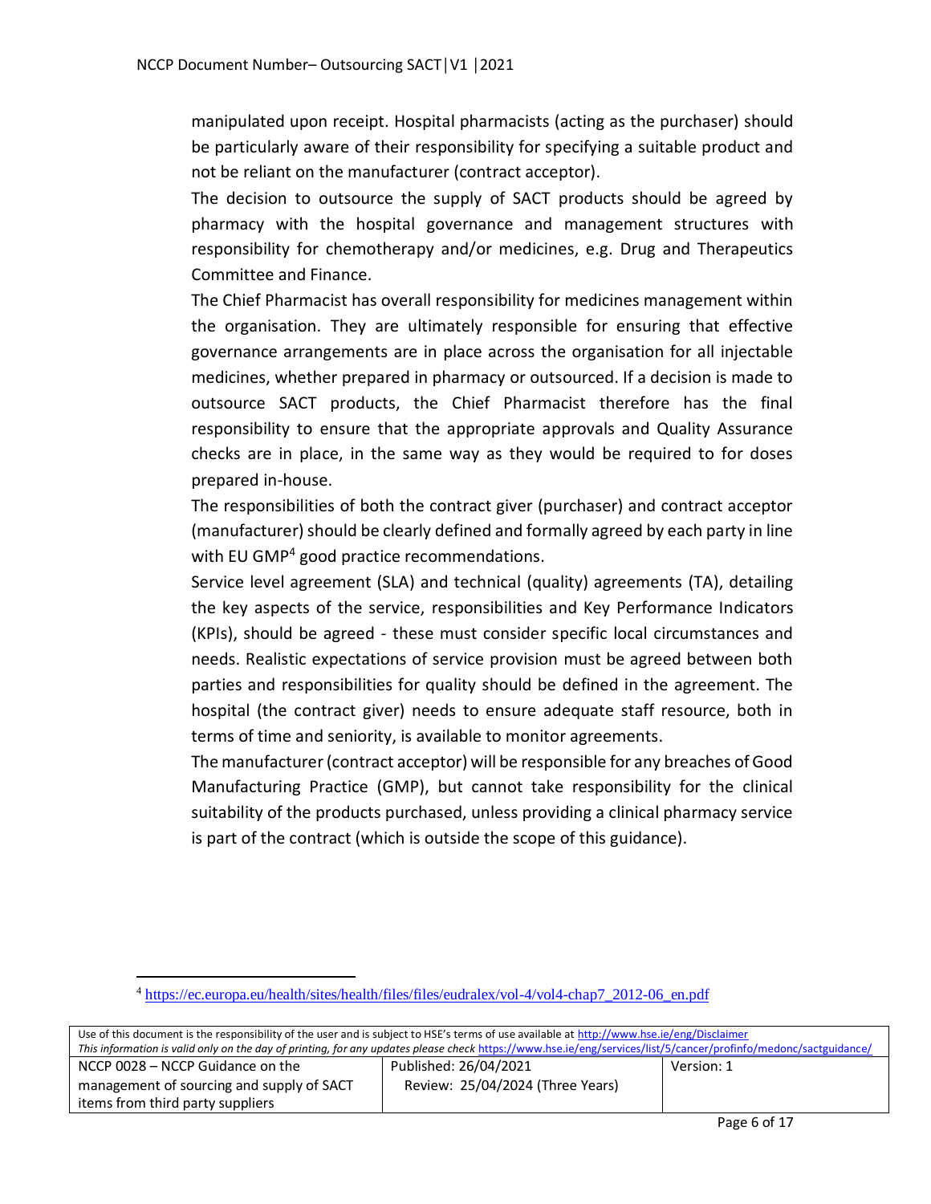manipulated upon receipt. Hospital pharmacists (acting as the purchaser) should be particularly aware of their responsibility for specifying a suitable product and not be reliant on the manufacturer (contract acceptor).

The decision to outsource the supply of SACT products should be agreed by pharmacy with the hospital governance and management structures with responsibility for chemotherapy and/or medicines, e.g. Drug and Therapeutics Committee and Finance.

The Chief Pharmacist has overall responsibility for medicines management within the organisation. They are ultimately responsible for ensuring that effective governance arrangements are in place across the organisation for all injectable medicines, whether prepared in pharmacy or outsourced. If a decision is made to outsource SACT products, the Chief Pharmacist therefore has the final responsibility to ensure that the appropriate approvals and Quality Assurance checks are in place, in the same way as they would be required to for doses prepared in-house.

The responsibilities of both the contract giver (purchaser) and contract acceptor (manufacturer) should be clearly defined and formally agreed by each party in line with EU GMP[4] good practice recommendations.

Service level agreement (SLA) and technical (quality) agreements (TA), detailing the key aspects of the service, responsibilities and Key Performance Indicators (KPIs), should be agreed - these must consider specific local circumstances and needs. Realistic expectations of service provision must be agreed between both parties and responsibilities for quality should be defined in the agreement. The hospital (the contract giver) needs to ensure adequate staff resource, both in terms of time and seniority, is available to monitor agreements.

The manufacturer (contract acceptor) will be responsible for any breaches of Good Manufacturing Practice (GMP), but cannot take responsibility for the clinical suitability of the products purchased, unless providing a clinical pharmacy service is part of the contract (which is outside the scope of this guidance).

---

[4] https://ec.europa.eu/health/sites/health/files/files/eudralex/vol-4/vol4-chap7_2012-06_en.pdf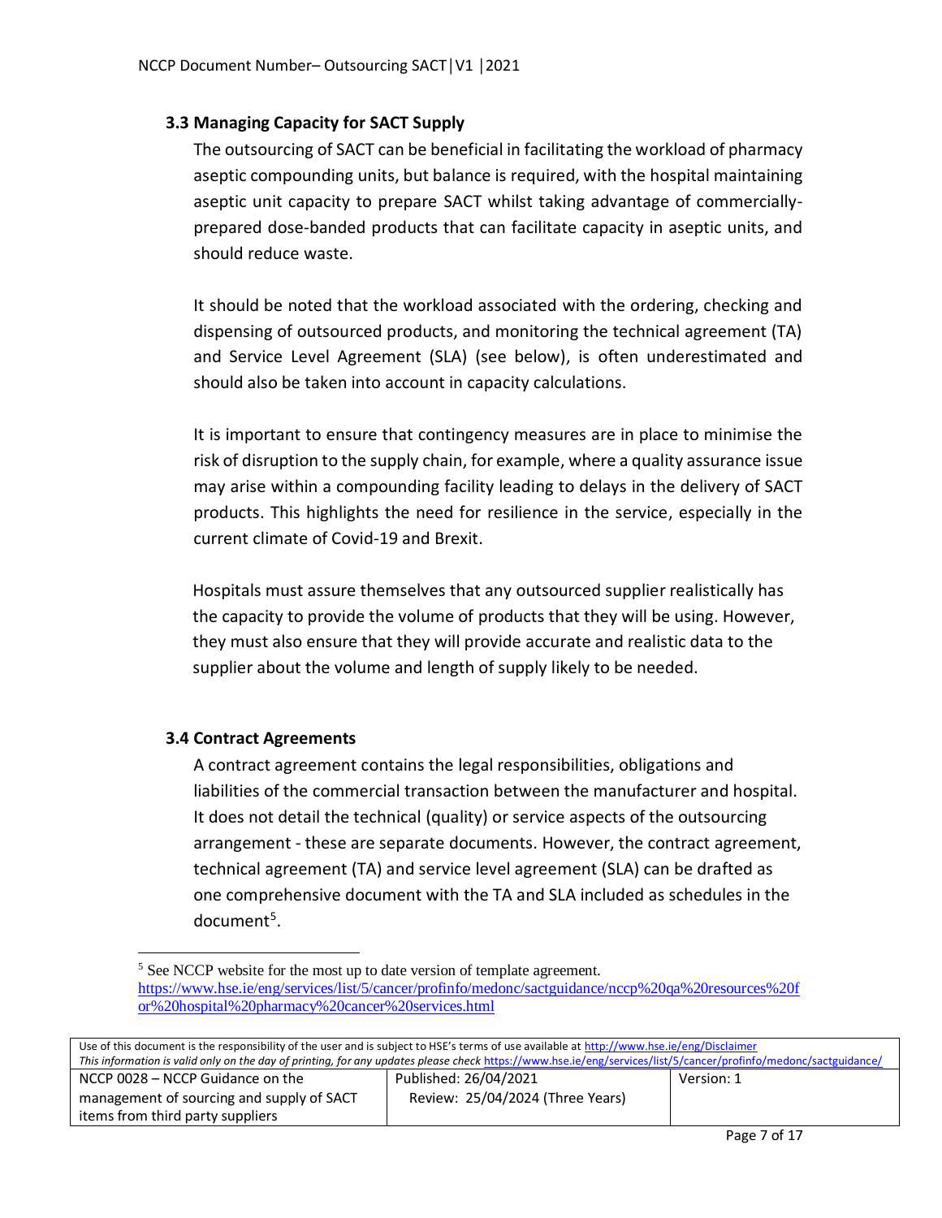### 3.3 Managing Capacity for SACT Supply

The outsourcing of SACT can be beneficial in facilitating the workload of pharmacy aseptic compounding units, but balance is required, with the hospital maintaining aseptic unit capacity to prepare SACT whilst taking advantage of commercially-prepared dose-banded products that can facilitate capacity in aseptic units, and should reduce waste.

It should be noted that the workload associated with the ordering, checking and dispensing of outsourced products, and monitoring the technical agreement (TA) and Service Level Agreement (SLA) (see below), is often underestimated and should also be taken into account in capacity calculations.

It is important to ensure that contingency measures are in place to minimise the risk of disruption to the supply chain, for example, where a quality assurance issue may arise within a compounding facility leading to delays in the delivery of SACT products. This highlights the need for resilience in the service, especially in the current climate of Covid-19 and Brexit.

Hospitals must assure themselves that any outsourced supplier realistically has the capacity to provide the volume of products that they will be using. However, they must also ensure that they will provide accurate and realistic data to the supplier about the volume and length of supply likely to be needed.

### 3.4 Contract Agreements

A contract agreement contains the legal responsibilities, obligations and liabilities of the commercial transaction between the manufacturer and hospital. It does not detail the technical (quality) or service aspects of the outsourcing arrangement - these are separate documents. However, the contract agreement, technical agreement (TA) and service level agreement (SLA) can be drafted as one comprehensive document with the TA and SLA included as schedules in the document[5].

[5] See NCCP website for the most up to date version of template agreement. https://www.hse.ie/eng/services/list/5/cancer/profinfo/medonc/sactguidance/nccp%20qa%20resources%20for%20hospital%20pharmacy%20cancer%20services.html

Use of this document is the responsibility of the user and is subject to HSE's terms of use available at http://www.hse.ie/eng/Disclaimer
*This information is valid only on the day of printing, for any updates please check* https://www.hse.ie/eng/services/list/5/cancer/profinfo/medonc/sactguidance/

| NCCP 0028 – NCCP Guidance on the management of sourcing and supply of SACT items from third party suppliers | Published: 26/04/2021<br>Review: 25/04/2024 (Three Years) | Version: 1 |
|---|---|---|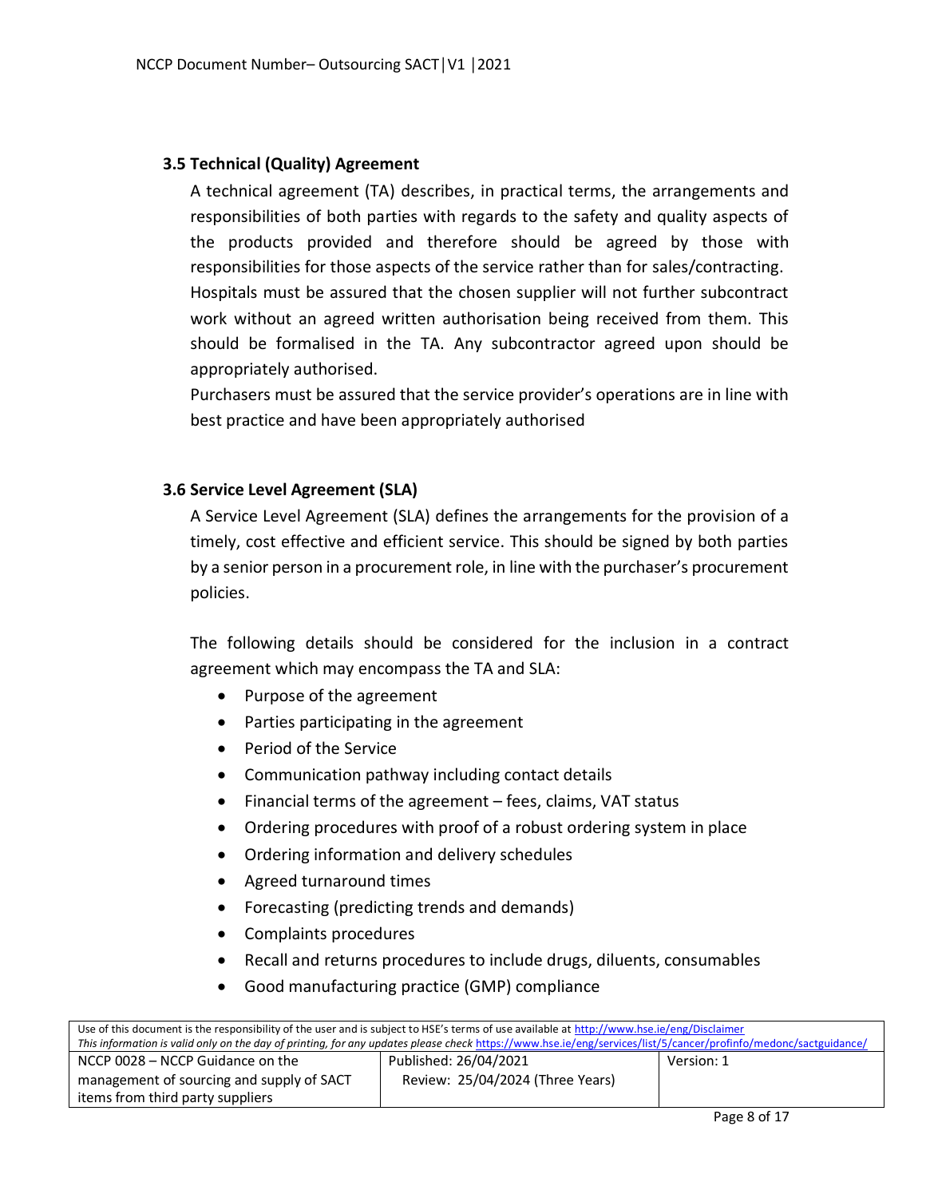### 3.5 Technical (Quality) Agreement

A technical agreement (TA) describes, in practical terms, the arrangements and responsibilities of both parties with regards to the safety and quality aspects of the products provided and therefore should be agreed by those with responsibilities for those aspects of the service rather than for sales/contracting.

Hospitals must be assured that the chosen supplier will not further subcontract work without an agreed written authorisation being received from them. This should be formalised in the TA. Any subcontractor agreed upon should be appropriately authorised.

Purchasers must be assured that the service provider's operations are in line with best practice and have been appropriately authorised

### 3.6 Service Level Agreement (SLA)

A Service Level Agreement (SLA) defines the arrangements for the provision of a timely, cost effective and efficient service. This should be signed by both parties by a senior person in a procurement role, in line with the purchaser's procurement policies.

The following details should be considered for the inclusion in a contract agreement which may encompass the TA and SLA:

- Purpose of the agreement
- Parties participating in the agreement
- Period of the Service
- Communication pathway including contact details
- Financial terms of the agreement – fees, claims, VAT status
- Ordering procedures with proof of a robust ordering system in place
- Ordering information and delivery schedules
- Agreed turnaround times
- Forecasting (predicting trends and demands)
- Complaints procedures
- Recall and returns procedures to include drugs, diluents, consumables
- Good manufacturing practice (GMP) compliance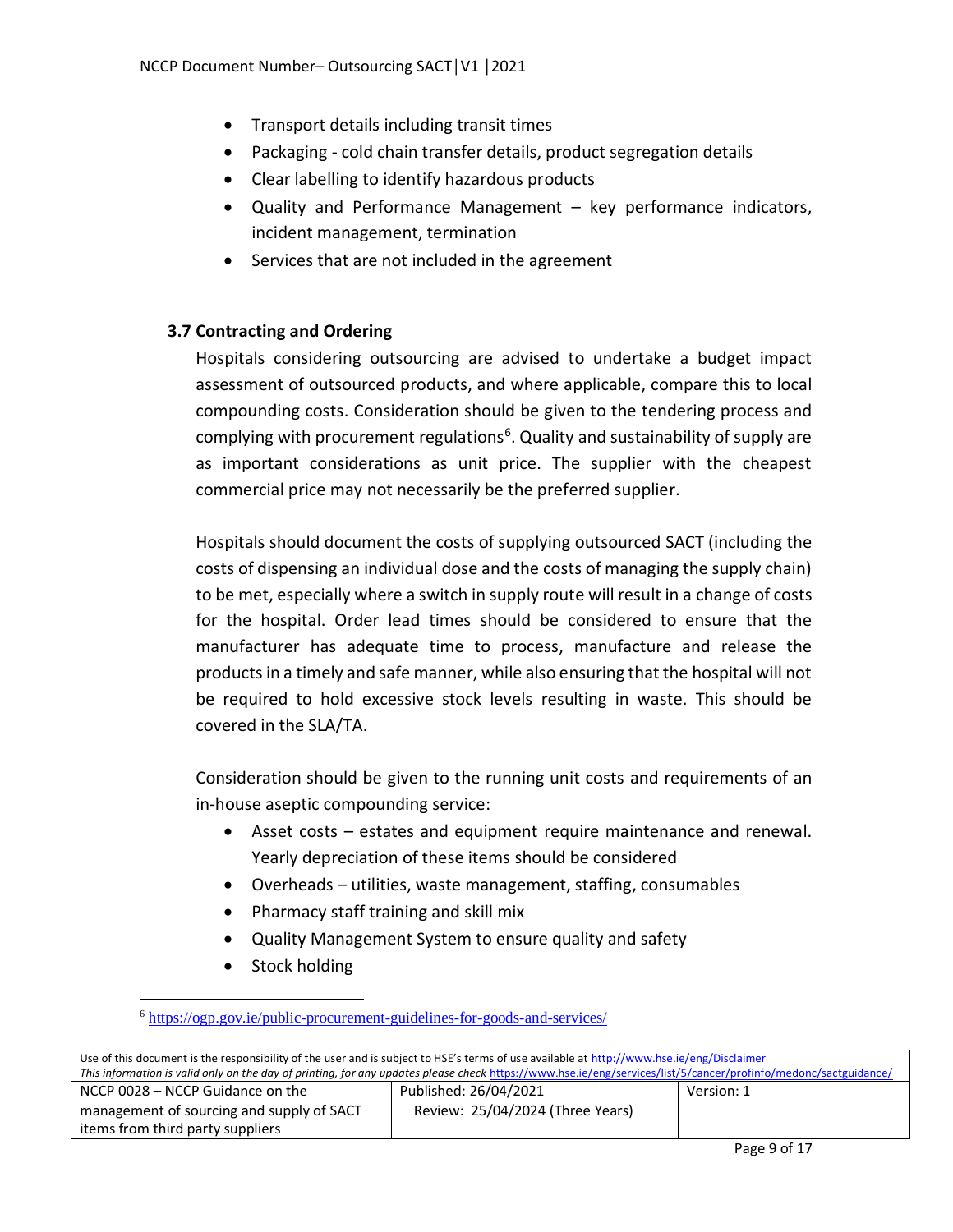- Transport details including transit times
- Packaging - cold chain transfer details, product segregation details
- Clear labelling to identify hazardous products
- Quality and Performance Management – key performance indicators, incident management, termination
- Services that are not included in the agreement

### 3.7 Contracting and Ordering

Hospitals considering outsourcing are advised to undertake a budget impact assessment of outsourced products, and where applicable, compare this to local compounding costs. Consideration should be given to the tendering process and complying with procurement regulations[6]. Quality and sustainability of supply are as important considerations as unit price. The supplier with the cheapest commercial price may not necessarily be the preferred supplier.

Hospitals should document the costs of supplying outsourced SACT (including the costs of dispensing an individual dose and the costs of managing the supply chain) to be met, especially where a switch in supply route will result in a change of costs for the hospital. Order lead times should be considered to ensure that the manufacturer has adequate time to process, manufacture and release the products in a timely and safe manner, while also ensuring that the hospital will not be required to hold excessive stock levels resulting in waste. This should be covered in the SLA/TA.

Consideration should be given to the running unit costs and requirements of an in-house aseptic compounding service:

- Asset costs – estates and equipment require maintenance and renewal. Yearly depreciation of these items should be considered
- Overheads – utilities, waste management, staffing, consumables
- Pharmacy staff training and skill mix
- Quality Management System to ensure quality and safety
- Stock holding

[6] https://ogp.gov.ie/public-procurement-guidelines-for-goods-and-services/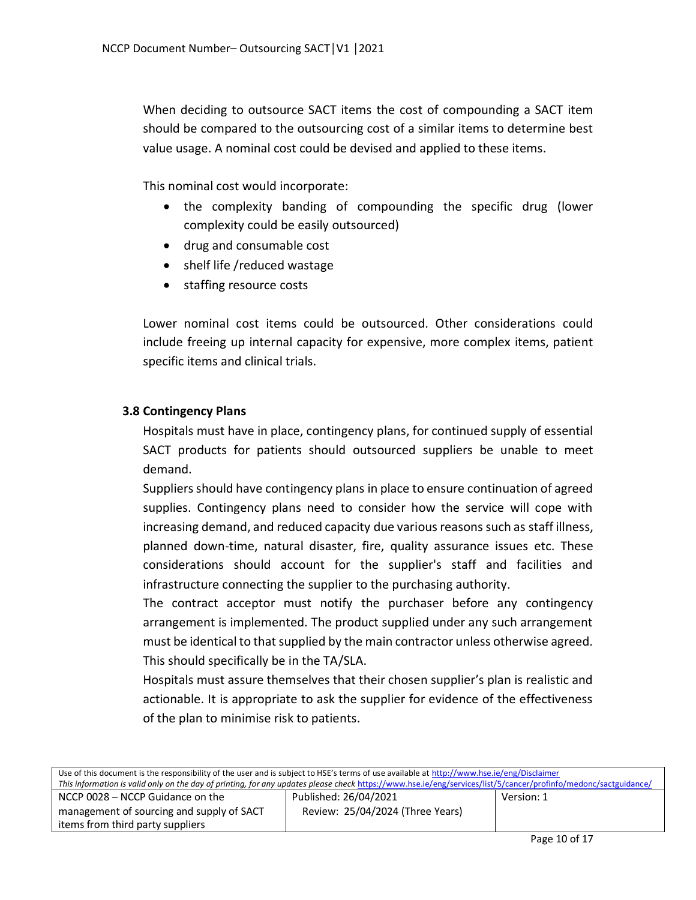When deciding to outsource SACT items the cost of compounding a SACT item should be compared to the outsourcing cost of a similar items to determine best value usage. A nominal cost could be devised and applied to these items.

This nominal cost would incorporate:

- the complexity banding of compounding the specific drug (lower complexity could be easily outsourced)
- drug and consumable cost
- shelf life /reduced wastage
- staffing resource costs

Lower nominal cost items could be outsourced. Other considerations could include freeing up internal capacity for expensive, more complex items, patient specific items and clinical trials.

### 3.8 Contingency Plans

Hospitals must have in place, contingency plans, for continued supply of essential SACT products for patients should outsourced suppliers be unable to meet demand.

Suppliers should have contingency plans in place to ensure continuation of agreed supplies. Contingency plans need to consider how the service will cope with increasing demand, and reduced capacity due various reasons such as staff illness, planned down-time, natural disaster, fire, quality assurance issues etc. These considerations should account for the supplier's staff and facilities and infrastructure connecting the supplier to the purchasing authority.

The contract acceptor must notify the purchaser before any contingency arrangement is implemented. The product supplied under any such arrangement must be identical to that supplied by the main contractor unless otherwise agreed. This should specifically be in the TA/SLA.

Hospitals must assure themselves that their chosen supplier's plan is realistic and actionable. It is appropriate to ask the supplier for evidence of the effectiveness of the plan to minimise risk to patients.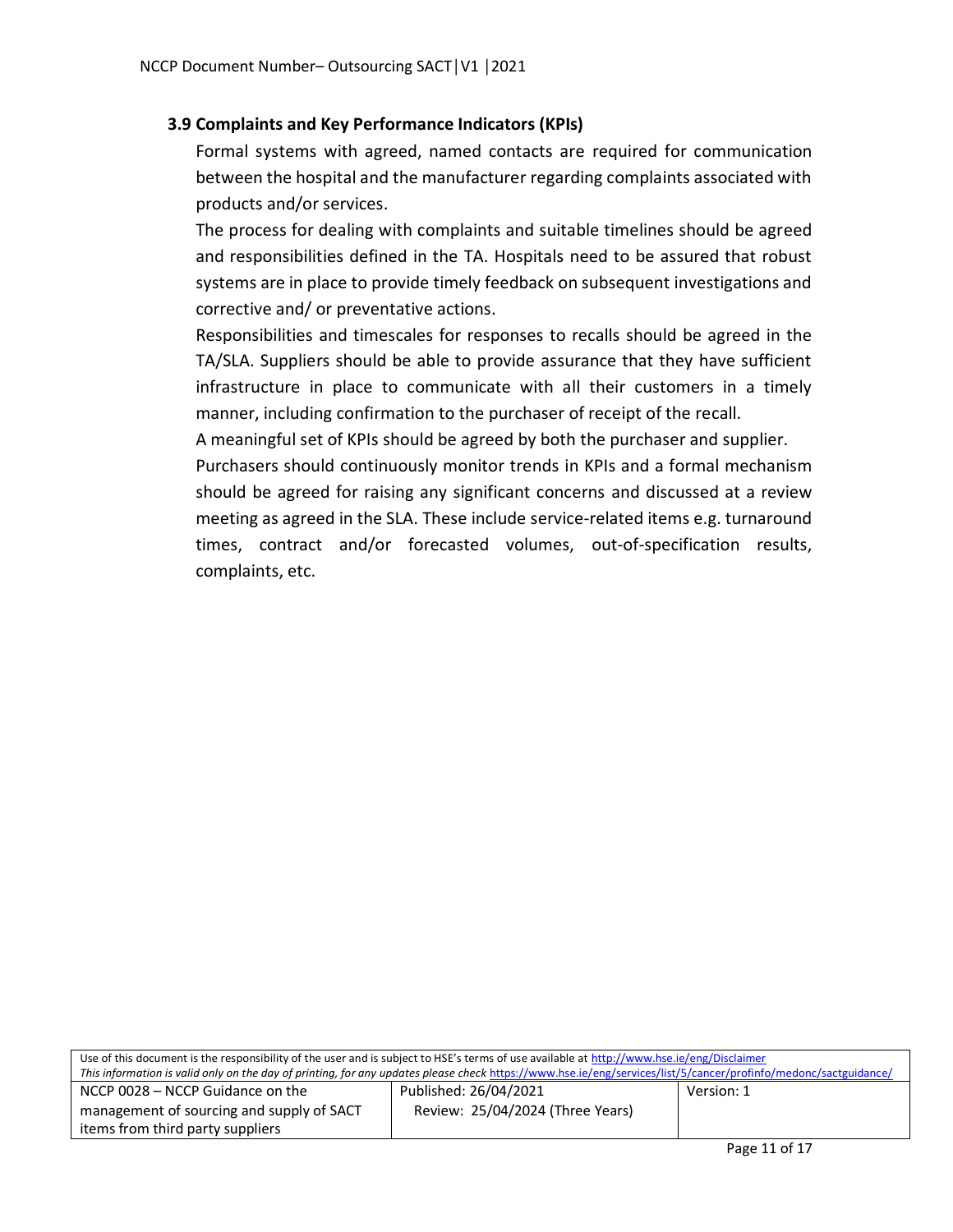### 3.9 Complaints and Key Performance Indicators (KPIs)

Formal systems with agreed, named contacts are required for communication between the hospital and the manufacturer regarding complaints associated with products and/or services.

The process for dealing with complaints and suitable timelines should be agreed and responsibilities defined in the TA. Hospitals need to be assured that robust systems are in place to provide timely feedback on subsequent investigations and corrective and/ or preventative actions.

Responsibilities and timescales for responses to recalls should be agreed in the TA/SLA. Suppliers should be able to provide assurance that they have sufficient infrastructure in place to communicate with all their customers in a timely manner, including confirmation to the purchaser of receipt of the recall.

A meaningful set of KPIs should be agreed by both the purchaser and supplier.

Purchasers should continuously monitor trends in KPIs and a formal mechanism should be agreed for raising any significant concerns and discussed at a review meeting as agreed in the SLA. These include service-related items e.g. turnaround times, contract and/or forecasted volumes, out-of-specification results, complaints, etc.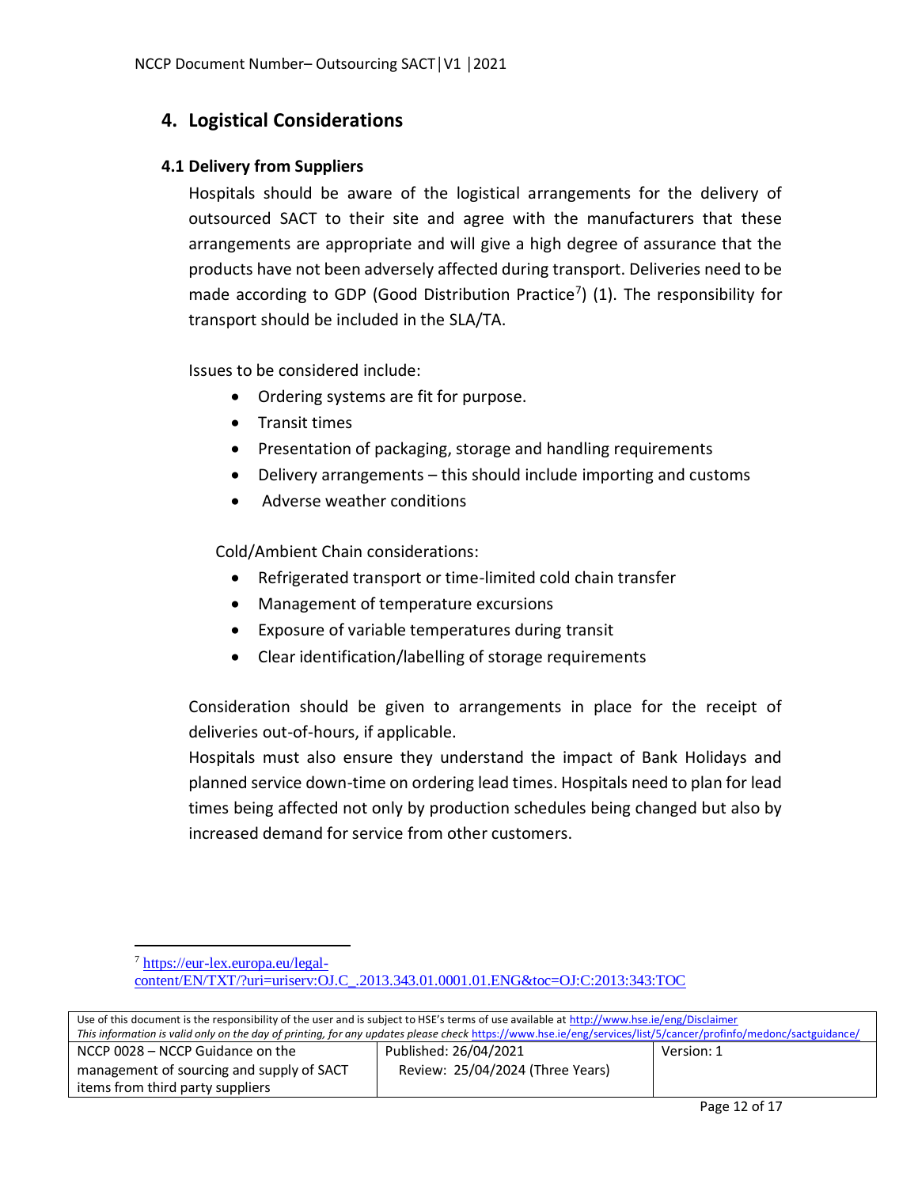## 4. Logistical Considerations

### 4.1 Delivery from Suppliers

Hospitals should be aware of the logistical arrangements for the delivery of outsourced SACT to their site and agree with the manufacturers that these arrangements are appropriate and will give a high degree of assurance that the products have not been adversely affected during transport. Deliveries need to be made according to GDP (Good Distribution Practice[7]) (1). The responsibility for transport should be included in the SLA/TA.

Issues to be considered include:

- Ordering systems are fit for purpose.
- Transit times
- Presentation of packaging, storage and handling requirements
- Delivery arrangements – this should include importing and customs
- Adverse weather conditions

Cold/Ambient Chain considerations:

- Refrigerated transport or time-limited cold chain transfer
- Management of temperature excursions
- Exposure of variable temperatures during transit
- Clear identification/labelling of storage requirements

Consideration should be given to arrangements in place for the receipt of deliveries out-of-hours, if applicable.

Hospitals must also ensure they understand the impact of Bank Holidays and planned service down-time on ordering lead times. Hospitals need to plan for lead times being affected not only by production schedules being changed but also by increased demand for service from other customers.

---

[7] https://eur-lex.europa.eu/legal-content/EN/TXT/?uri=uriserv:OJ.C_.2013.343.01.0001.01.ENG&toc=OJ:C:2013:343:TOC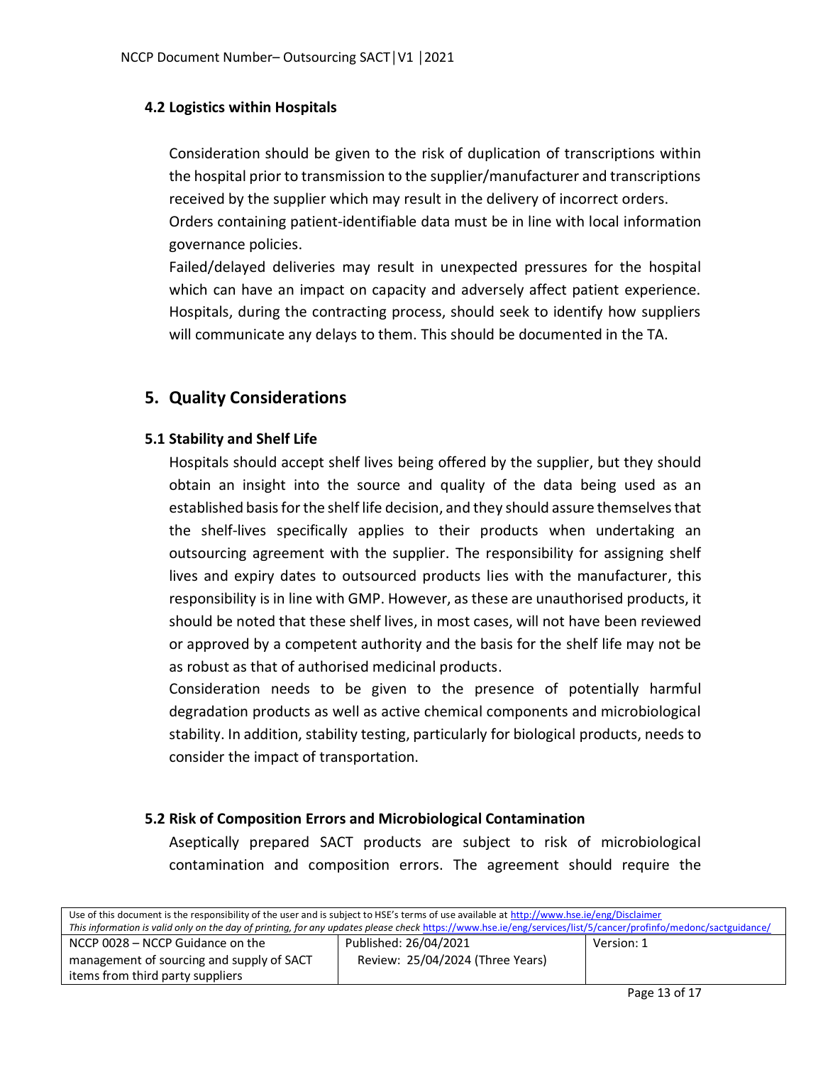### 4.2 Logistics within Hospitals

Consideration should be given to the risk of duplication of transcriptions within the hospital prior to transmission to the supplier/manufacturer and transcriptions received by the supplier which may result in the delivery of incorrect orders.

Orders containing patient-identifiable data must be in line with local information governance policies.

Failed/delayed deliveries may result in unexpected pressures for the hospital which can have an impact on capacity and adversely affect patient experience. Hospitals, during the contracting process, should seek to identify how suppliers will communicate any delays to them. This should be documented in the TA.

## 5. Quality Considerations

### 5.1 Stability and Shelf Life

Hospitals should accept shelf lives being offered by the supplier, but they should obtain an insight into the source and quality of the data being used as an established basis for the shelf life decision, and they should assure themselves that the shelf-lives specifically applies to their products when undertaking an outsourcing agreement with the supplier. The responsibility for assigning shelf lives and expiry dates to outsourced products lies with the manufacturer, this responsibility is in line with GMP. However, as these are unauthorised products, it should be noted that these shelf lives, in most cases, will not have been reviewed or approved by a competent authority and the basis for the shelf life may not be as robust as that of authorised medicinal products.

Consideration needs to be given to the presence of potentially harmful degradation products as well as active chemical components and microbiological stability. In addition, stability testing, particularly for biological products, needs to consider the impact of transportation.

### 5.2 Risk of Composition Errors and Microbiological Contamination

Aseptically prepared SACT products are subject to risk of microbiological contamination and composition errors. The agreement should require the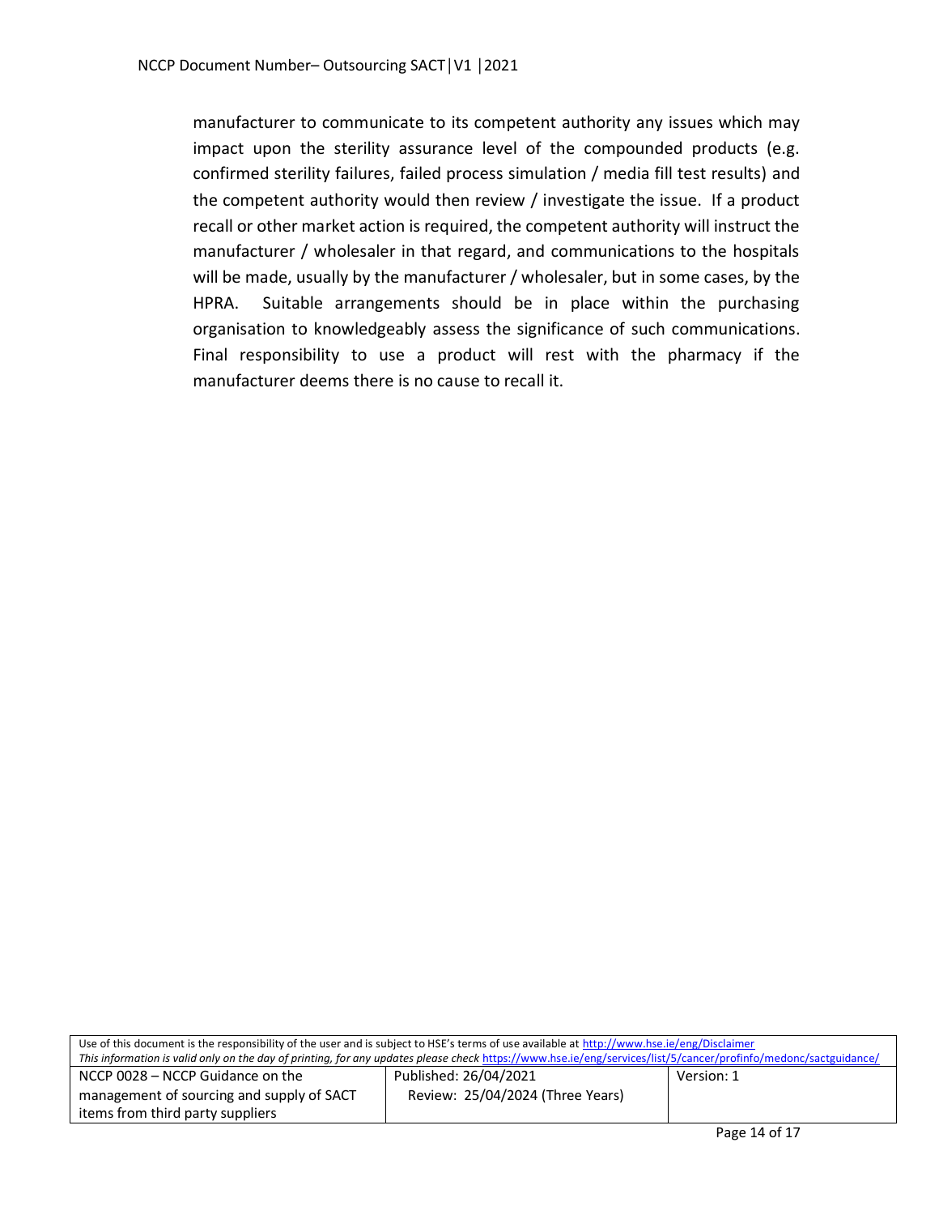manufacturer to communicate to its competent authority any issues which may impact upon the sterility assurance level of the compounded products (e.g. confirmed sterility failures, failed process simulation / media fill test results) and the competent authority would then review / investigate the issue. If a product recall or other market action is required, the competent authority will instruct the manufacturer / wholesaler in that regard, and communications to the hospitals will be made, usually by the manufacturer / wholesaler, but in some cases, by the HPRA. Suitable arrangements should be in place within the purchasing organisation to knowledgeably assess the significance of such communications. Final responsibility to use a product will rest with the pharmacy if the manufacturer deems there is no cause to recall it.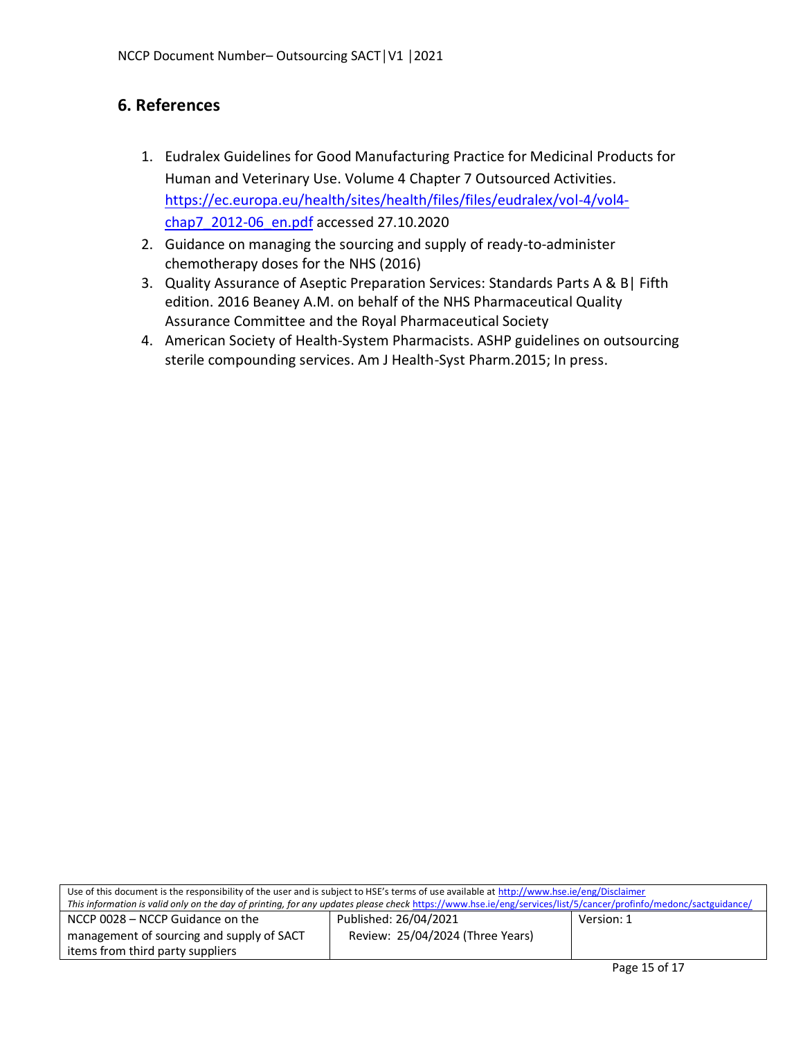## 6. References

1. Eudralex Guidelines for Good Manufacturing Practice for Medicinal Products for Human and Veterinary Use. Volume 4 Chapter 7 Outsourced Activities. [https://ec.europa.eu/health/sites/health/files/files/eudralex/vol-4/vol4-chap7_2012-06_en.pdf](https://ec.europa.eu/health/sites/health/files/files/eudralex/vol-4/vol4-chap7_2012-06_en.pdf) accessed 27.10.2020
2. Guidance on managing the sourcing and supply of ready-to-administer chemotherapy doses for the NHS (2016)
3. Quality Assurance of Aseptic Preparation Services: Standards Parts A & B| Fifth edition. 2016 Beaney A.M. on behalf of the NHS Pharmaceutical Quality Assurance Committee and the Royal Pharmaceutical Society
4. American Society of Health-System Pharmacists. ASHP guidelines on outsourcing sterile compounding services. Am J Health-Syst Pharm.2015; In press.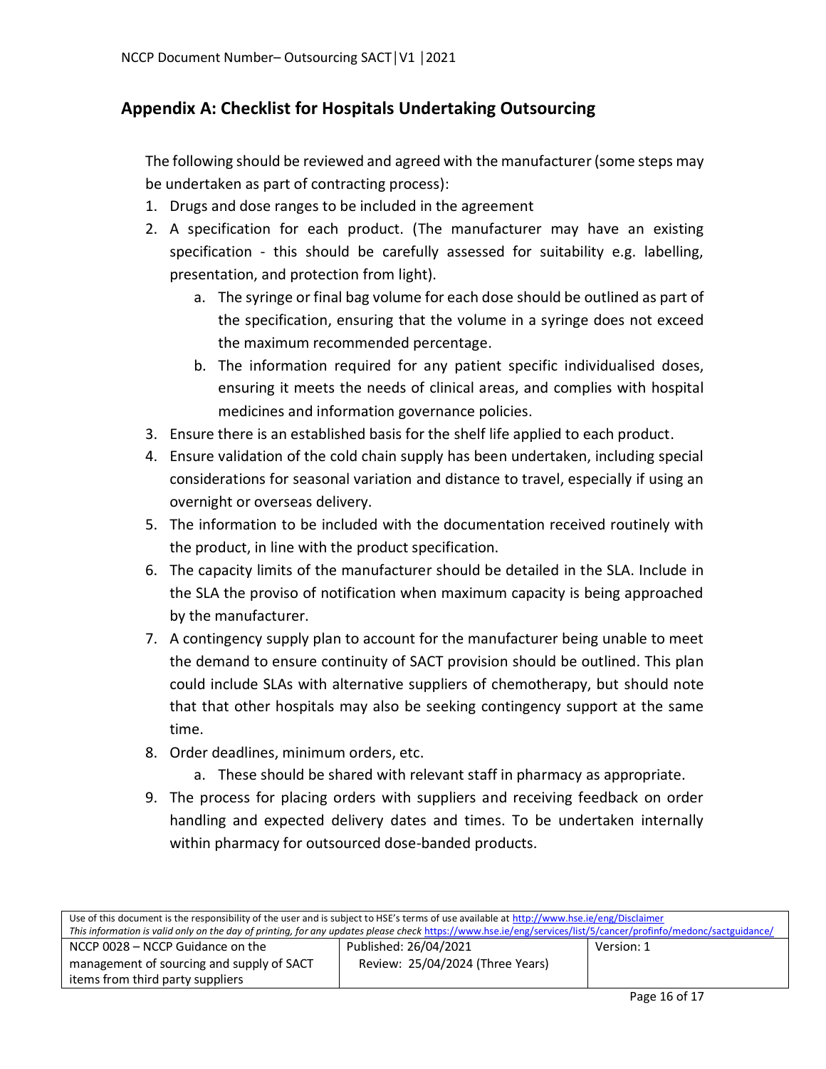## Appendix A: Checklist for Hospitals Undertaking Outsourcing

The following should be reviewed and agreed with the manufacturer (some steps may be undertaken as part of contracting process):

1. Drugs and dose ranges to be included in the agreement
2. A specification for each product. (The manufacturer may have an existing specification - this should be carefully assessed for suitability e.g. labelling, presentation, and protection from light).
    a. The syringe or final bag volume for each dose should be outlined as part of the specification, ensuring that the volume in a syringe does not exceed the maximum recommended percentage.
    b. The information required for any patient specific individualised doses, ensuring it meets the needs of clinical areas, and complies with hospital medicines and information governance policies.
3. Ensure there is an established basis for the shelf life applied to each product.
4. Ensure validation of the cold chain supply has been undertaken, including special considerations for seasonal variation and distance to travel, especially if using an overnight or overseas delivery.
5. The information to be included with the documentation received routinely with the product, in line with the product specification.
6. The capacity limits of the manufacturer should be detailed in the SLA. Include in the SLA the proviso of notification when maximum capacity is being approached by the manufacturer.
7. A contingency supply plan to account for the manufacturer being unable to meet the demand to ensure continuity of SACT provision should be outlined. This plan could include SLAs with alternative suppliers of chemotherapy, but should note that that other hospitals may also be seeking contingency support at the same time.
8. Order deadlines, minimum orders, etc.
    a. These should be shared with relevant staff in pharmacy as appropriate.
9. The process for placing orders with suppliers and receiving feedback on order handling and expected delivery dates and times. To be undertaken internally within pharmacy for outsourced dose-banded products.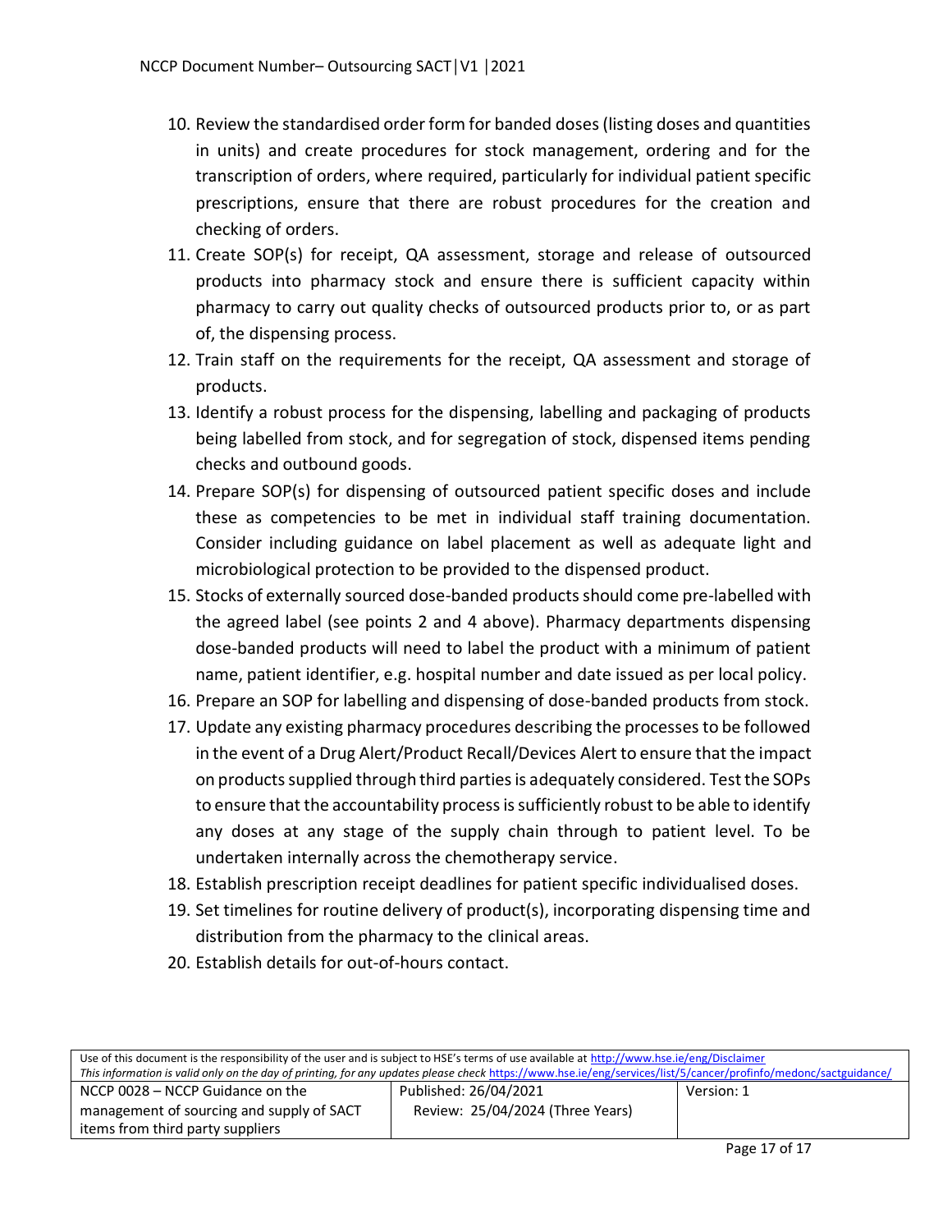10. Review the standardised order form for banded doses (listing doses and quantities in units) and create procedures for stock management, ordering and for the transcription of orders, where required, particularly for individual patient specific prescriptions, ensure that there are robust procedures for the creation and checking of orders.
11. Create SOP(s) for receipt, QA assessment, storage and release of outsourced products into pharmacy stock and ensure there is sufficient capacity within pharmacy to carry out quality checks of outsourced products prior to, or as part of, the dispensing process.
12. Train staff on the requirements for the receipt, QA assessment and storage of products.
13. Identify a robust process for the dispensing, labelling and packaging of products being labelled from stock, and for segregation of stock, dispensed items pending checks and outbound goods.
14. Prepare SOP(s) for dispensing of outsourced patient specific doses and include these as competencies to be met in individual staff training documentation. Consider including guidance on label placement as well as adequate light and microbiological protection to be provided to the dispensed product.
15. Stocks of externally sourced dose-banded products should come pre-labelled with the agreed label (see points 2 and 4 above). Pharmacy departments dispensing dose-banded products will need to label the product with a minimum of patient name, patient identifier, e.g. hospital number and date issued as per local policy.
16. Prepare an SOP for labelling and dispensing of dose-banded products from stock.
17. Update any existing pharmacy procedures describing the processes to be followed in the event of a Drug Alert/Product Recall/Devices Alert to ensure that the impact on products supplied through third parties is adequately considered. Test the SOPs to ensure that the accountability process is sufficiently robust to be able to identify any doses at any stage of the supply chain through to patient level. To be undertaken internally across the chemotherapy service.
18. Establish prescription receipt deadlines for patient specific individualised doses.
19. Set timelines for routine delivery of product(s), incorporating dispensing time and distribution from the pharmacy to the clinical areas.
20. Establish details for out-of-hours contact.